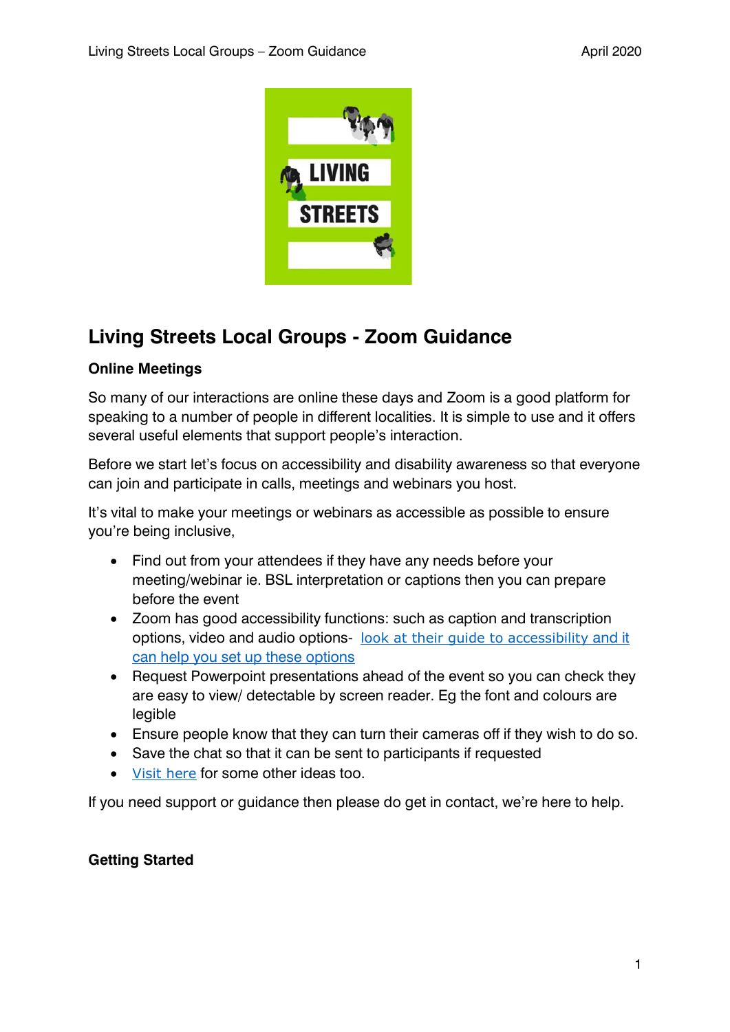# Living Streets Local Groups - Zoom Guidance

## Online Meetings

So many of our interactions are online these days and Zoom is a good platform for speaking to a number of people in different localities. It is simple to use and it offers several useful elements that support people's interaction.

Before we start let's focus on accessibility and disability awareness so that everyone can join and participate in calls, meetings and webinars you host.

It's vital to make your meetings or webinars as accessible as possible to ensure you're being inclusive,

- Find out from your attendees if they have any needs before your meeting/webinar ie. BSL interpretation or captions then you can prepare before the event
- Zoom has good accessibility functions: such as caption and transcription options, video and audio options- look at their guide to accessibility and it can help you set up these options
- Request Powerpoint presentations ahead of the event so you can check they are easy to view/ detectable by screen reader. Eg the font and colours are legible
- Ensure people know that they can turn their cameras off if they wish to do so.
- Save the chat so that it can be sent to participants if requested
- Visit here for some other ideas too.

If you need support or guidance then please do get in contact, we're here to help.

## Getting Started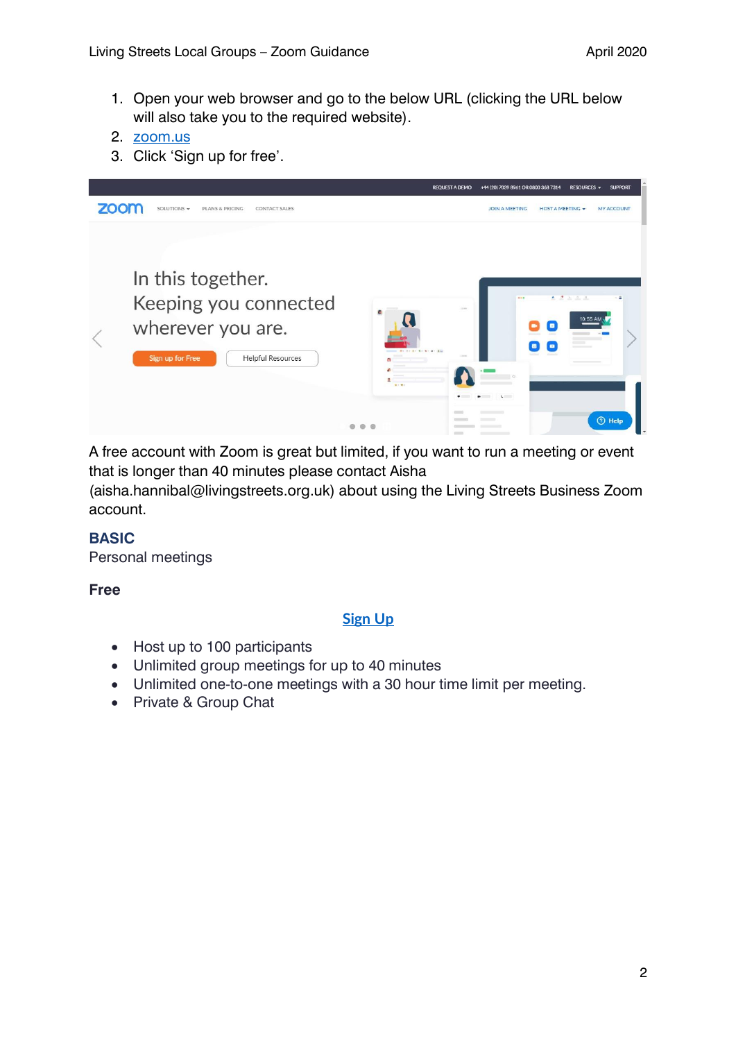1. Open your web browser and go to the below URL (clicking the URL below will also take you to the required website).
2. [zoom.us](https://zoom.us)
3. Click 'Sign up for free'.

A free account with Zoom is great but limited, if you want to run a meeting or event that is longer than 40 minutes please contact Aisha (aisha.hannibal@livingstreets.org.uk) about using the Living Streets Business Zoom account.

**BASIC**

Personal meetings

**Free**

**Sign Up**

- Host up to 100 participants
- Unlimited group meetings for up to 40 minutes
- Unlimited one-to-one meetings with a 30 hour time limit per meeting.
- Private & Group Chat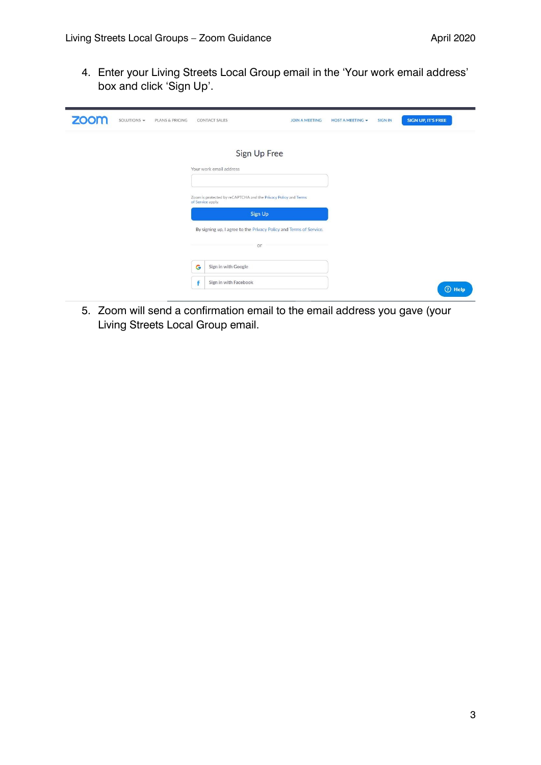4. Enter your Living Streets Local Group email in the 'Your work email address' box and click 'Sign Up'.

5. Zoom will send a confirmation email to the email address you gave (your Living Streets Local Group email.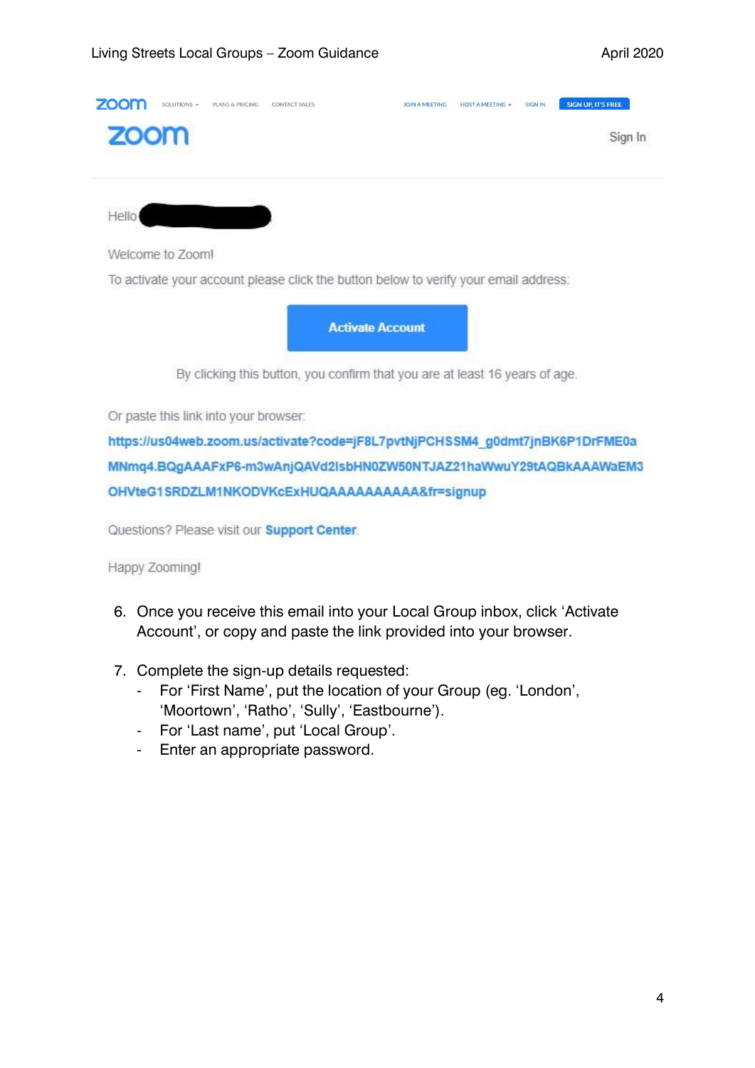zoom SOLUTIONS PLANS & PRICING CONTACT SALES JOIN A MEETING HOST A MEETING SIGN IN SIGN UP, IT'S FREE

zoom Sign In

Hello

Welcome to Zoom!

To activate your account please click the button below to verify your email address:

Activate Account

By clicking this button, you confirm that you are at least 16 years of age.

Or paste this link into your browser:

https://us04web.zoom.us/activate?code=jF8L7pvtNjPCHSSM4_g0dmt7jnBK6P1DrFME0aMNmq4.BQgAAAFxP6-m3wAnjQAVd2IsbHN0ZW50NTJAZ21haWwuY29tAQBkAAAWaEM3OHVteG1SRDZLM1NKODVKcExHUQAAAAAAAAAA&fr=signup

Questions? Please visit our **Support Center**.

Happy Zooming!

6. Once you receive this email into your Local Group inbox, click 'Activate Account', or copy and paste the link provided into your browser.

7. Complete the sign-up details requested:
   - For 'First Name', put the location of your Group (eg. 'London', 'Moortown', 'Ratho', 'Sully', 'Eastbourne').
   - For 'Last name', put 'Local Group'.
   - Enter an appropriate password.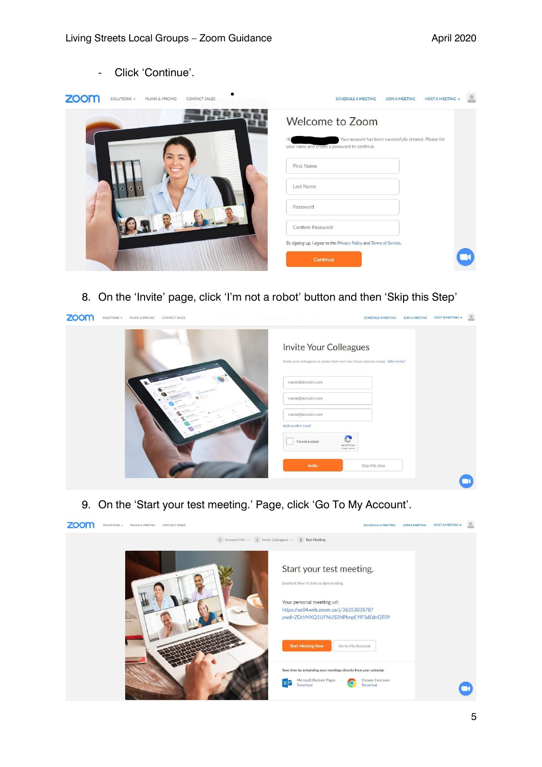- Click 'Continue'.

8. On the 'Invite' page, click 'I'm not a robot' button and then 'Skip this Step'

9. On the 'Start your test meeting.' Page, click 'Go To My Account'.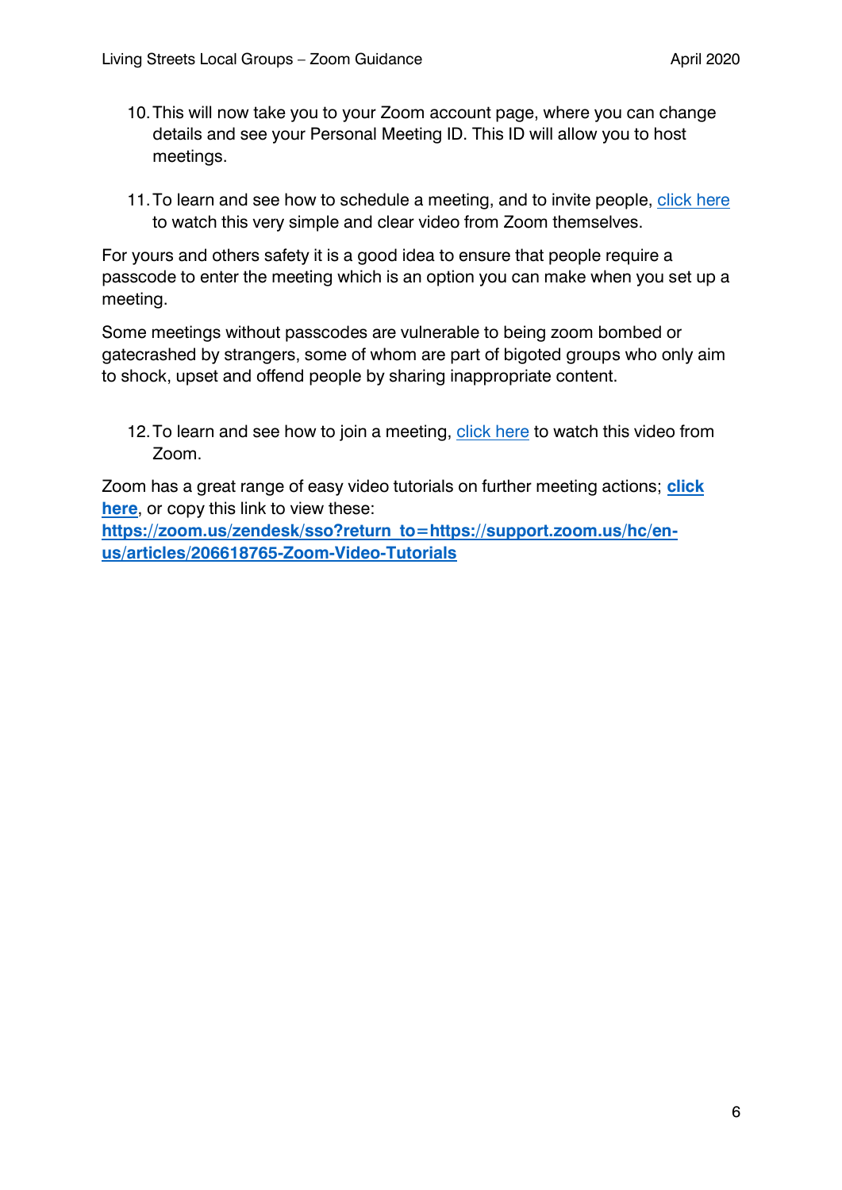10. This will now take you to your Zoom account page, where you can change details and see your Personal Meeting ID. This ID will allow you to host meetings.

11. To learn and see how to schedule a meeting, and to invite people, click here to watch this very simple and clear video from Zoom themselves.

For yours and others safety it is a good idea to ensure that people require a passcode to enter the meeting which is an option you can make when you set up a meeting.

Some meetings without passcodes are vulnerable to being zoom bombed or gatecrashed by strangers, some of whom are part of bigoted groups who only aim to shock, upset and offend people by sharing inappropriate content.

12. To learn and see how to join a meeting, click here to watch this video from Zoom.

Zoom has a great range of easy video tutorials on further meeting actions; **click here**, or copy this link to view these:
**https://zoom.us/zendesk/sso?return_to=https://support.zoom.us/hc/en-us/articles/206618765-Zoom-Video-Tutorials**